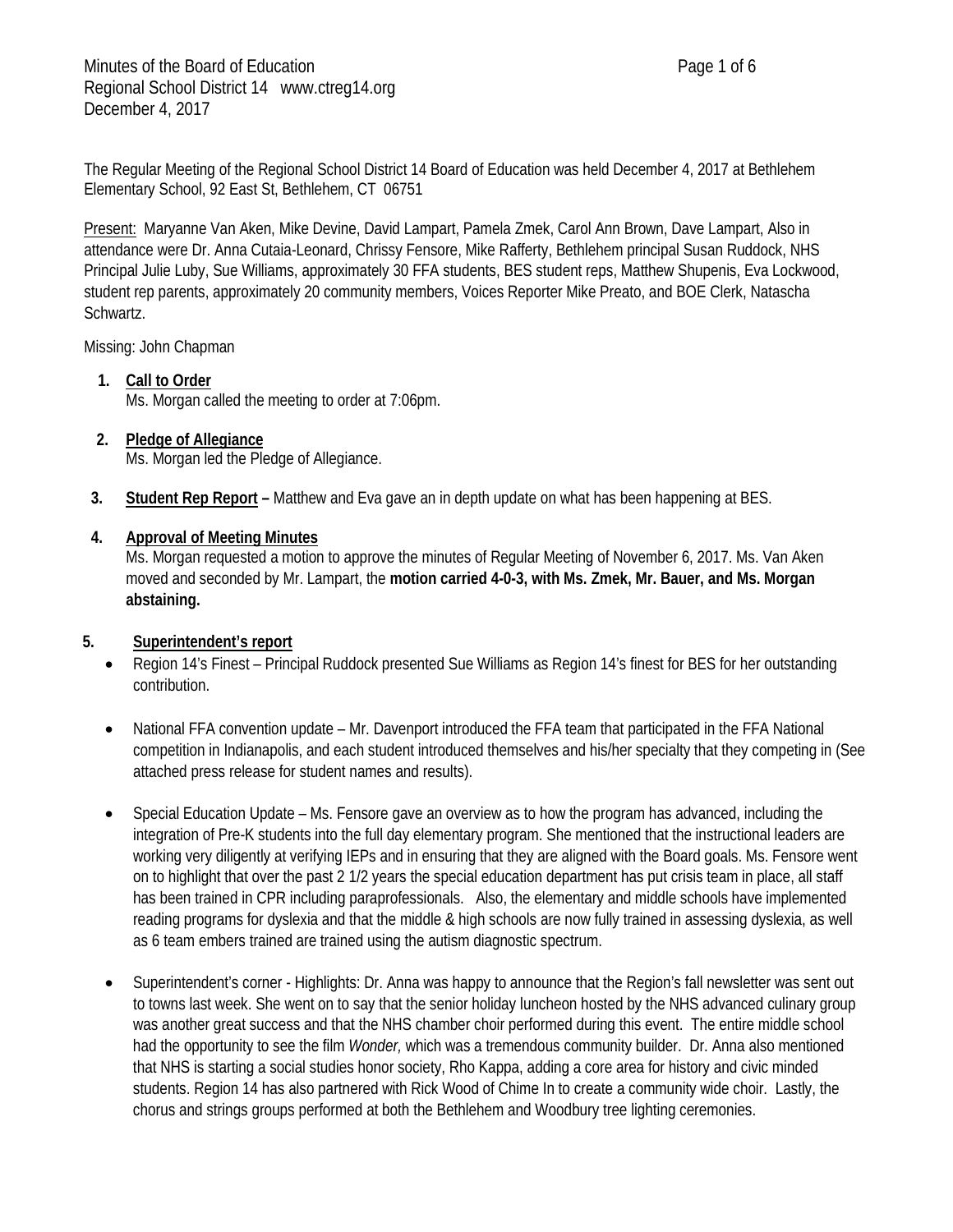Minutes of the Board of Education
Regional School District 14 www.ctreg14.org
December 4, 2017

The Regular Meeting of the Regional School District 14 Board of Education was held December 4, 2017 at Bethlehem Elementary School, 92 East St, Bethlehem, CT 06751

Present: Maryanne Van Aken, Mike Devine, David Lampart, Pamela Zmek, Carol Ann Brown, Dave Lampart, Also in attendance were Dr. Anna Cutaia-Leonard, Chrissy Fensore, Mike Rafferty, Bethlehem principal Susan Ruddock, NHS Principal Julie Luby, Sue Williams, approximately 30 FFA students, BES student reps, Matthew Shupenis, Eva Lockwood, student rep parents, approximately 20 community members, Voices Reporter Mike Preato, and BOE Clerk, Natascha Schwartz.

Missing: John Chapman

1. **Call to Order**
   Ms. Morgan called the meeting to order at 7:06pm.

2. **Pledge of Allegiance**
   Ms. Morgan led the Pledge of Allegiance.

3. **Student Rep Report –** Matthew and Eva gave an in depth update on what has been happening at BES.

4. **Approval of Meeting Minutes**
   Ms. Morgan requested a motion to approve the minutes of Regular Meeting of November 6, 2017. Ms. Van Aken moved and seconded by Mr. Lampart, the **motion carried 4-0-3, with Ms. Zmek, Mr. Bauer, and Ms. Morgan abstaining.**

5. **Superintendent's report**
   - Region 14's Finest – Principal Ruddock presented Sue Williams as Region 14's finest for BES for her outstanding contribution.
   - National FFA convention update – Mr. Davenport introduced the FFA team that participated in the FFA National competition in Indianapolis, and each student introduced themselves and his/her specialty that they competing in (See attached press release for student names and results).
   - Special Education Update – Ms. Fensore gave an overview as to how the program has advanced, including the integration of Pre-K students into the full day elementary program. She mentioned that the instructional leaders are working very diligently at verifying IEPs and in ensuring that they are aligned with the Board goals. Ms. Fensore went on to highlight that over the past 2 1/2 years the special education department has put crisis team in place, all staff has been trained in CPR including paraprofessionals. Also, the elementary and middle schools have implemented reading programs for dyslexia and that the middle & high schools are now fully trained in assessing dyslexia, as well as 6 team embers trained are trained using the autism diagnostic spectrum.
   - Superintendent's corner - Highlights: Dr. Anna was happy to announce that the Region's fall newsletter was sent out to towns last week. She went on to say that the senior holiday luncheon hosted by the NHS advanced culinary group was another great success and that the NHS chamber choir performed during this event. The entire middle school had the opportunity to see the film *Wonder,* which was a tremendous community builder. Dr. Anna also mentioned that NHS is starting a social studies honor society, Rho Kappa, adding a core area for history and civic minded students. Region 14 has also partnered with Rick Wood of Chime In to create a community wide choir. Lastly, the chorus and strings groups performed at both the Bethlehem and Woodbury tree lighting ceremonies.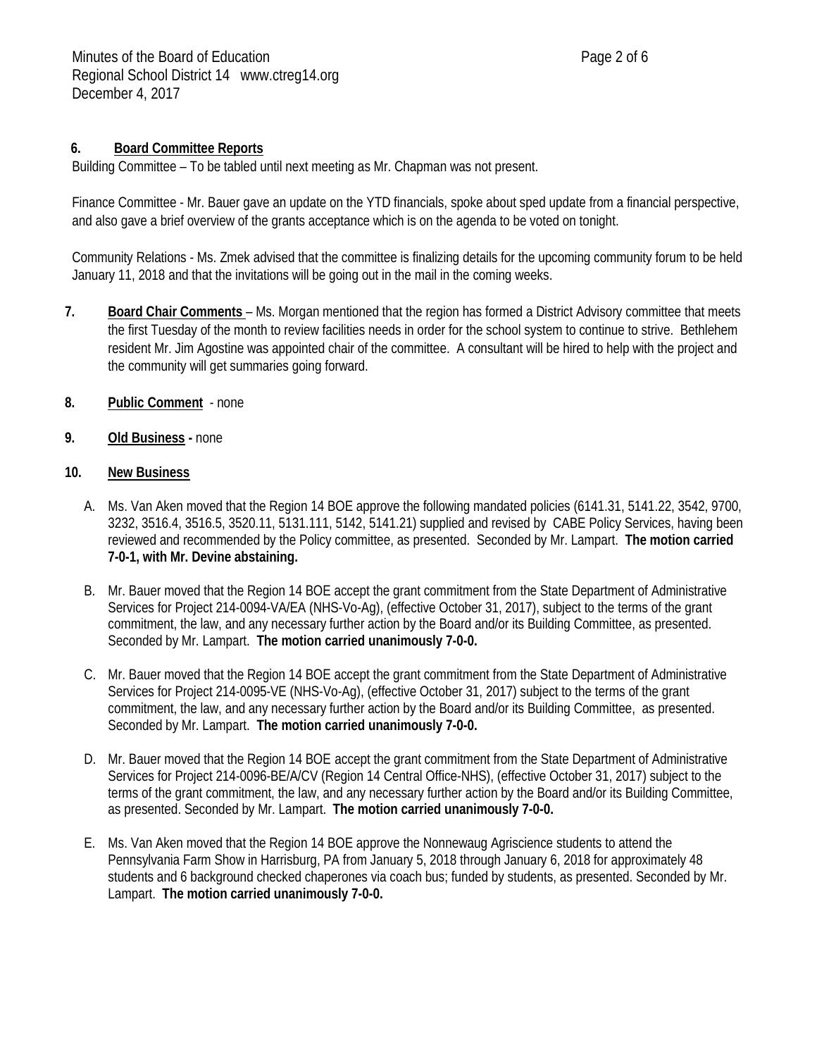**6. Board Committee Reports**

Building Committee – To be tabled until next meeting as Mr. Chapman was not present.

Finance Committee - Mr. Bauer gave an update on the YTD financials, spoke about sped update from a financial perspective, and also gave a brief overview of the grants acceptance which is on the agenda to be voted on tonight.

Community Relations - Ms. Zmek advised that the committee is finalizing details for the upcoming community forum to be held January 11, 2018 and that the invitations will be going out in the mail in the coming weeks.

**7. Board Chair Comments** – Ms. Morgan mentioned that the region has formed a District Advisory committee that meets the first Tuesday of the month to review facilities needs in order for the school system to continue to strive. Bethlehem resident Mr. Jim Agostine was appointed chair of the committee. A consultant will be hired to help with the project and the community will get summaries going forward.

**8. Public Comment** - none

**9. Old Business -** none

**10. New Business**

A. Ms. Van Aken moved that the Region 14 BOE approve the following mandated policies (6141.31, 5141.22, 3542, 9700, 3232, 3516.4, 3516.5, 3520.11, 5131.111, 5142, 5141.21) supplied and revised by CABE Policy Services, having been reviewed and recommended by the Policy committee, as presented. Seconded by Mr. Lampart. **The motion carried 7-0-1, with Mr. Devine abstaining.**

B. Mr. Bauer moved that the Region 14 BOE accept the grant commitment from the State Department of Administrative Services for Project 214-0094-VA/EA (NHS-Vo-Ag), (effective October 31, 2017), subject to the terms of the grant commitment, the law, and any necessary further action by the Board and/or its Building Committee, as presented. Seconded by Mr. Lampart. **The motion carried unanimously 7-0-0.**

C. Mr. Bauer moved that the Region 14 BOE accept the grant commitment from the State Department of Administrative Services for Project 214-0095-VE (NHS-Vo-Ag), (effective October 31, 2017) subject to the terms of the grant commitment, the law, and any necessary further action by the Board and/or its Building Committee, as presented. Seconded by Mr. Lampart. **The motion carried unanimously 7-0-0.**

D. Mr. Bauer moved that the Region 14 BOE accept the grant commitment from the State Department of Administrative Services for Project 214-0096-BE/A/CV (Region 14 Central Office-NHS), (effective October 31, 2017) subject to the terms of the grant commitment, the law, and any necessary further action by the Board and/or its Building Committee, as presented. Seconded by Mr. Lampart. **The motion carried unanimously 7-0-0.**

E. Ms. Van Aken moved that the Region 14 BOE approve the Nonnewaug Agriscience students to attend the Pennsylvania Farm Show in Harrisburg, PA from January 5, 2018 through January 6, 2018 for approximately 48 students and 6 background checked chaperones via coach bus; funded by students, as presented. Seconded by Mr. Lampart. **The motion carried unanimously 7-0-0.**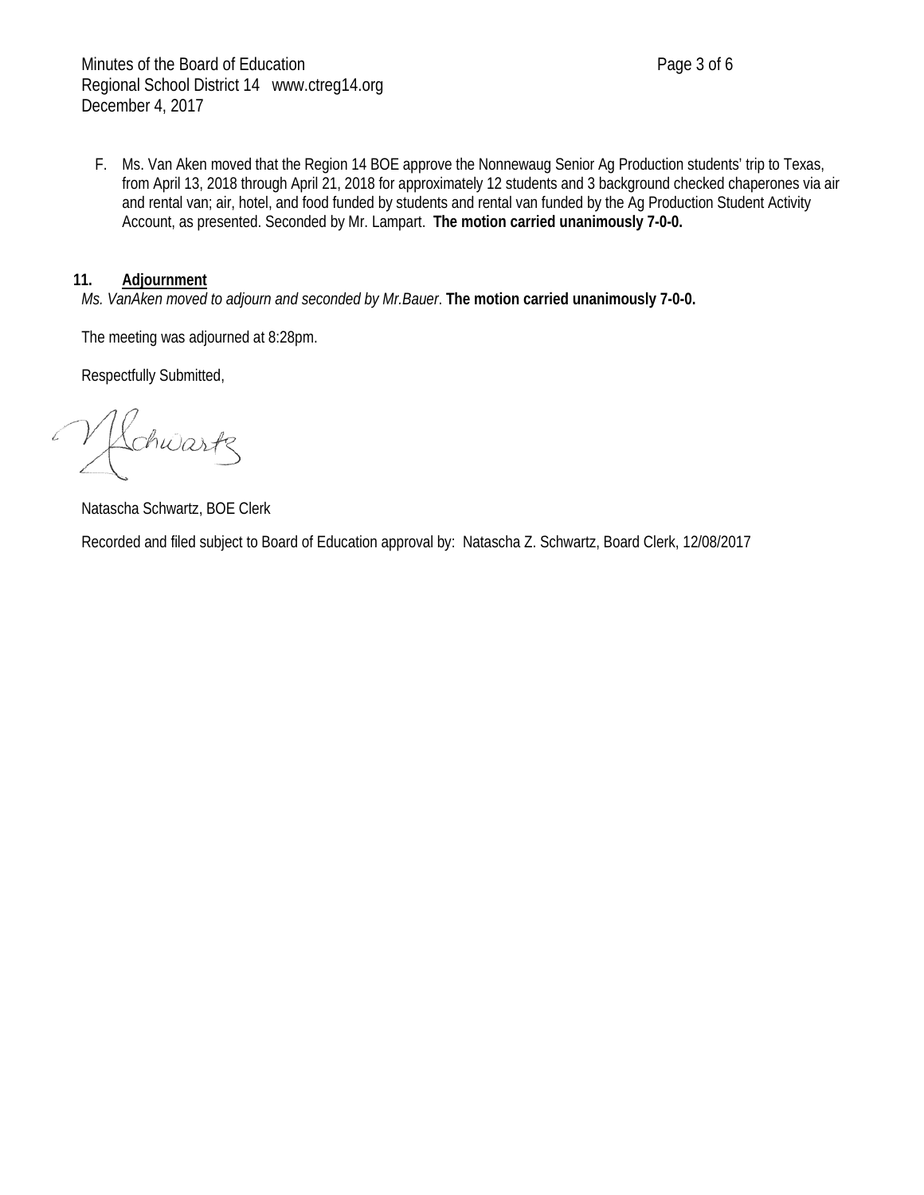F. Ms. Van Aken moved that the Region 14 BOE approve the Nonnewaug Senior Ag Production students' trip to Texas, from April 13, 2018 through April 21, 2018 for approximately 12 students and 3 background checked chaperones via air and rental van; air, hotel, and food funded by students and rental van funded by the Ag Production Student Activity Account, as presented. Seconded by Mr. Lampart. **The motion carried unanimously 7-0-0.**

**11. Adjournment**

*Ms. VanAken moved to adjourn and seconded by Mr.Bauer*. **The motion carried unanimously 7-0-0.**

The meeting was adjourned at 8:28pm.

Respectfully Submitted,

NSchwartz

Natascha Schwartz, BOE Clerk

Recorded and filed subject to Board of Education approval by: Natascha Z. Schwartz, Board Clerk, 12/08/2017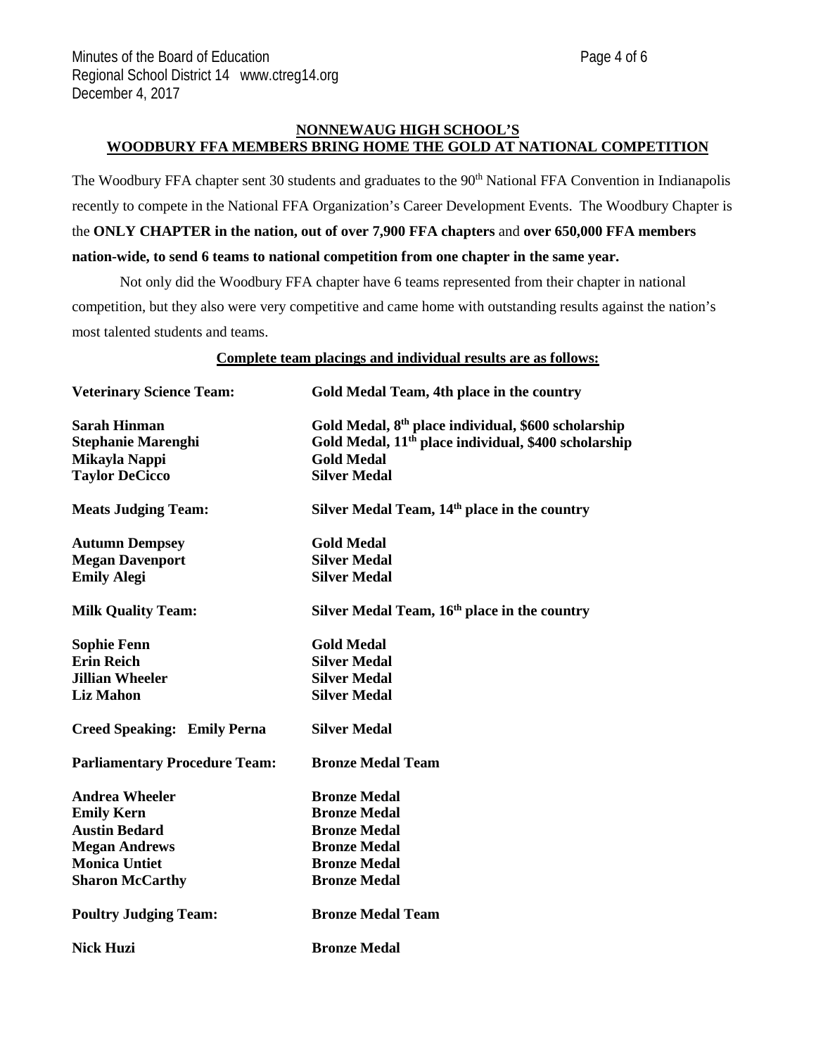## NONNEWAUG HIGH SCHOOL'S WOODBURY FFA MEMBERS BRING HOME THE GOLD AT NATIONAL COMPETITION

The Woodbury FFA chapter sent 30 students and graduates to the 90th National FFA Convention in Indianapolis recently to compete in the National FFA Organization's Career Development Events. The Woodbury Chapter is the **ONLY CHAPTER in the nation, out of over 7,900 FFA chapters** and **over 650,000 FFA members nation-wide, to send 6 teams to national competition from one chapter in the same year.**

Not only did the Woodbury FFA chapter have 6 teams represented from their chapter in national competition, but they also were very competitive and came home with outstanding results against the nation's most talented students and teams.

**Complete team placings and individual results are as follows:**

**Veterinary Science Team:** **Gold Medal Team, 4th place in the country**

**Sarah Hinman** — **Gold Medal, 8th place individual, $600 scholarship**
**Stephanie Marenghi** — **Gold Medal, 11th place individual, $400 scholarship**
**Mikayla Nappi** — **Gold Medal**
**Taylor DeCicco** — **Silver Medal**

**Meats Judging Team:** **Silver Medal Team, 14th place in the country**

**Autumn Dempsey** — **Gold Medal**
**Megan Davenport** — **Silver Medal**
**Emily Alegi** — **Silver Medal**

**Milk Quality Team:** **Silver Medal Team, 16th place in the country**

**Sophie Fenn** — **Gold Medal**
**Erin Reich** — **Silver Medal**
**Jillian Wheeler** — **Silver Medal**
**Liz Mahon** — **Silver Medal**

**Creed Speaking: Emily Perna** — **Silver Medal**

**Parliamentary Procedure Team:** **Bronze Medal Team**

**Andrea Wheeler** — **Bronze Medal**
**Emily Kern** — **Bronze Medal**
**Austin Bedard** — **Bronze Medal**
**Megan Andrews** — **Bronze Medal**
**Monica Untiet** — **Bronze Medal**
**Sharon McCarthy** — **Bronze Medal**

**Poultry Judging Team:** **Bronze Medal Team**

**Nick Huzi** — **Bronze Medal**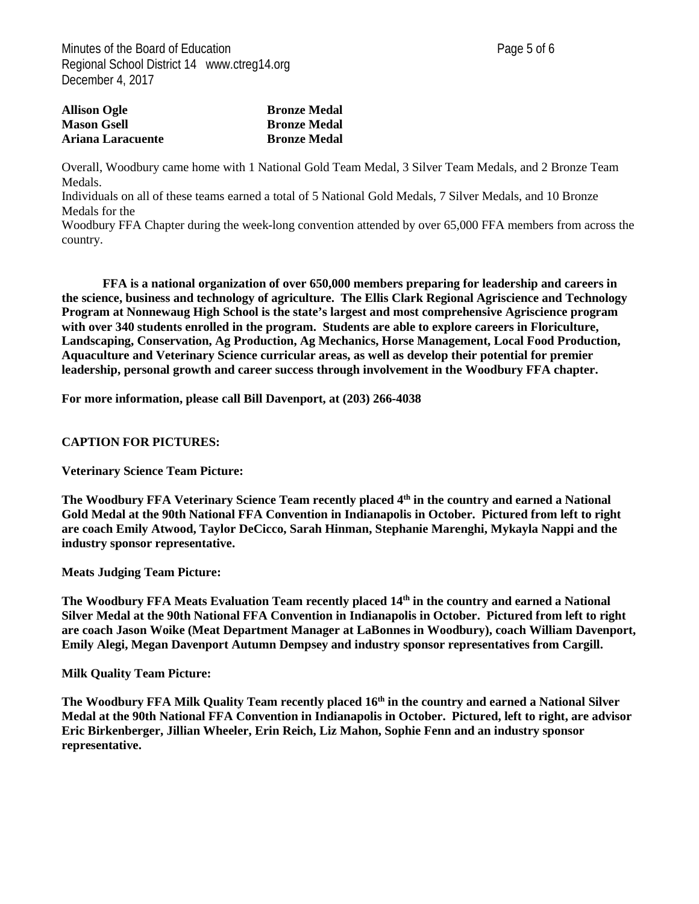| | |
|---|---|
| **Allison Ogle** | **Bronze Medal** |
| **Mason Gsell** | **Bronze Medal** |
| **Ariana Laracuente** | **Bronze Medal** |

Overall, Woodbury came home with 1 National Gold Team Medal, 3 Silver Team Medals, and 2 Bronze Team Medals.

Individuals on all of these teams earned a total of 5 National Gold Medals, 7 Silver Medals, and 10 Bronze Medals for the

Woodbury FFA Chapter during the week-long convention attended by over 65,000 FFA members from across the country.

**FFA is a national organization of over 650,000 members preparing for leadership and careers in the science, business and technology of agriculture. The Ellis Clark Regional Agriscience and Technology Program at Nonnewaug High School is the state's largest and most comprehensive Agriscience program with over 340 students enrolled in the program. Students are able to explore careers in Floriculture, Landscaping, Conservation, Ag Production, Ag Mechanics, Horse Management, Local Food Production, Aquaculture and Veterinary Science curricular areas, as well as develop their potential for premier leadership, personal growth and career success through involvement in the Woodbury FFA chapter.**

**For more information, please call Bill Davenport, at (203) 266-4038**

**CAPTION FOR PICTURES:**

**Veterinary Science Team Picture:**

**The Woodbury FFA Veterinary Science Team recently placed 4th in the country and earned a National Gold Medal at the 90th National FFA Convention in Indianapolis in October. Pictured from left to right are coach Emily Atwood, Taylor DeCicco, Sarah Hinman, Stephanie Marenghi, Mykayla Nappi and the industry sponsor representative.**

**Meats Judging Team Picture:**

**The Woodbury FFA Meats Evaluation Team recently placed 14th in the country and earned a National Silver Medal at the 90th National FFA Convention in Indianapolis in October. Pictured from left to right are coach Jason Woike (Meat Department Manager at LaBonnes in Woodbury), coach William Davenport, Emily Alegi, Megan Davenport Autumn Dempsey and industry sponsor representatives from Cargill.**

**Milk Quality Team Picture:**

**The Woodbury FFA Milk Quality Team recently placed 16th in the country and earned a National Silver Medal at the 90th National FFA Convention in Indianapolis in October. Pictured, left to right, are advisor Eric Birkenberger, Jillian Wheeler, Erin Reich, Liz Mahon, Sophie Fenn and an industry sponsor representative.**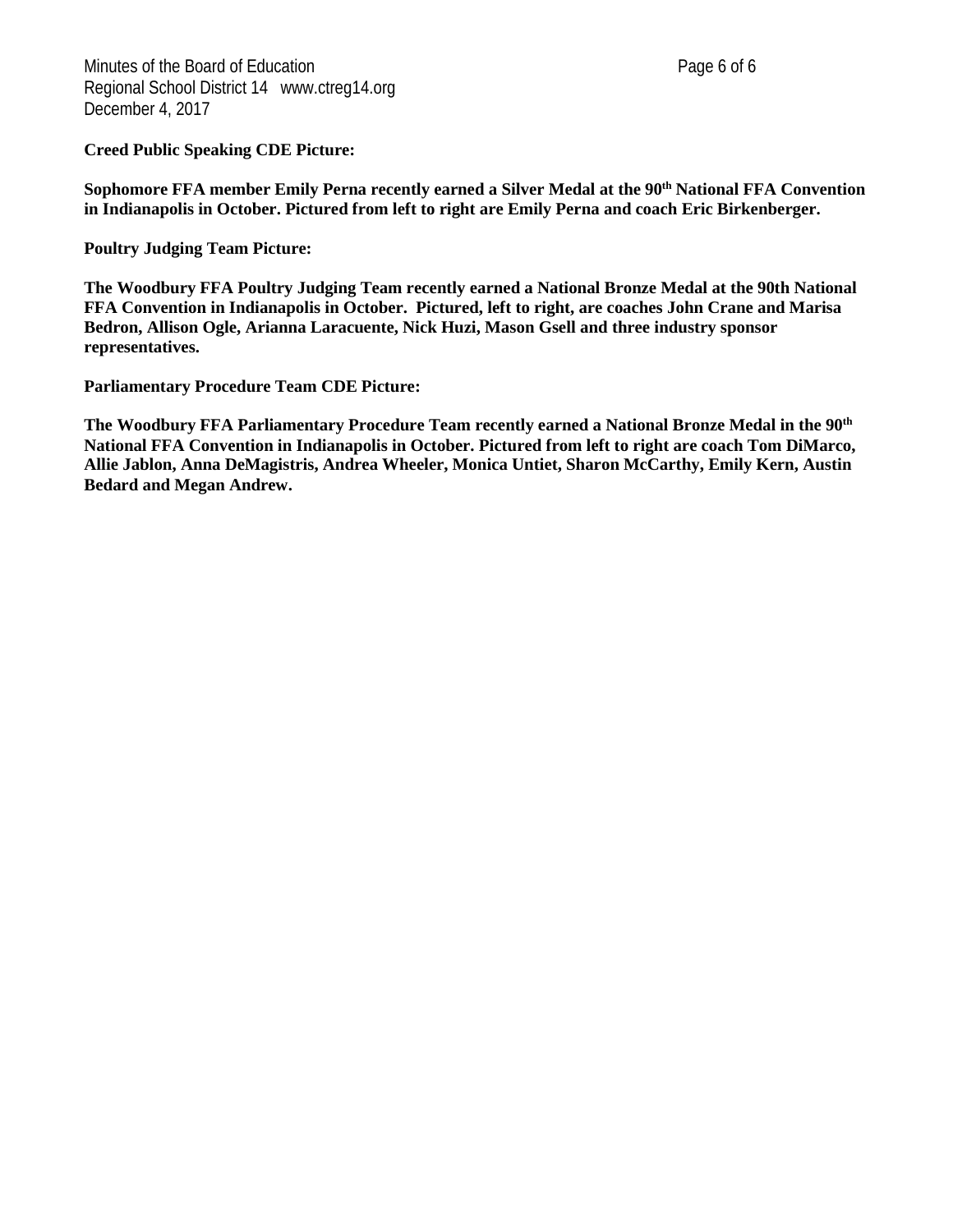**Creed Public Speaking CDE Picture:**

**Sophomore FFA member Emily Perna recently earned a Silver Medal at the 90th National FFA Convention in Indianapolis in October. Pictured from left to right are Emily Perna and coach Eric Birkenberger.**

**Poultry Judging Team Picture:**

**The Woodbury FFA Poultry Judging Team recently earned a National Bronze Medal at the 90th National FFA Convention in Indianapolis in October. Pictured, left to right, are coaches John Crane and Marisa Bedron, Allison Ogle, Arianna Laracuente, Nick Huzi, Mason Gsell and three industry sponsor representatives.**

**Parliamentary Procedure Team CDE Picture:**

**The Woodbury FFA Parliamentary Procedure Team recently earned a National Bronze Medal in the 90th National FFA Convention in Indianapolis in October. Pictured from left to right are coach Tom DiMarco, Allie Jablon, Anna DeMagistris, Andrea Wheeler, Monica Untiet, Sharon McCarthy, Emily Kern, Austin Bedard and Megan Andrew.**